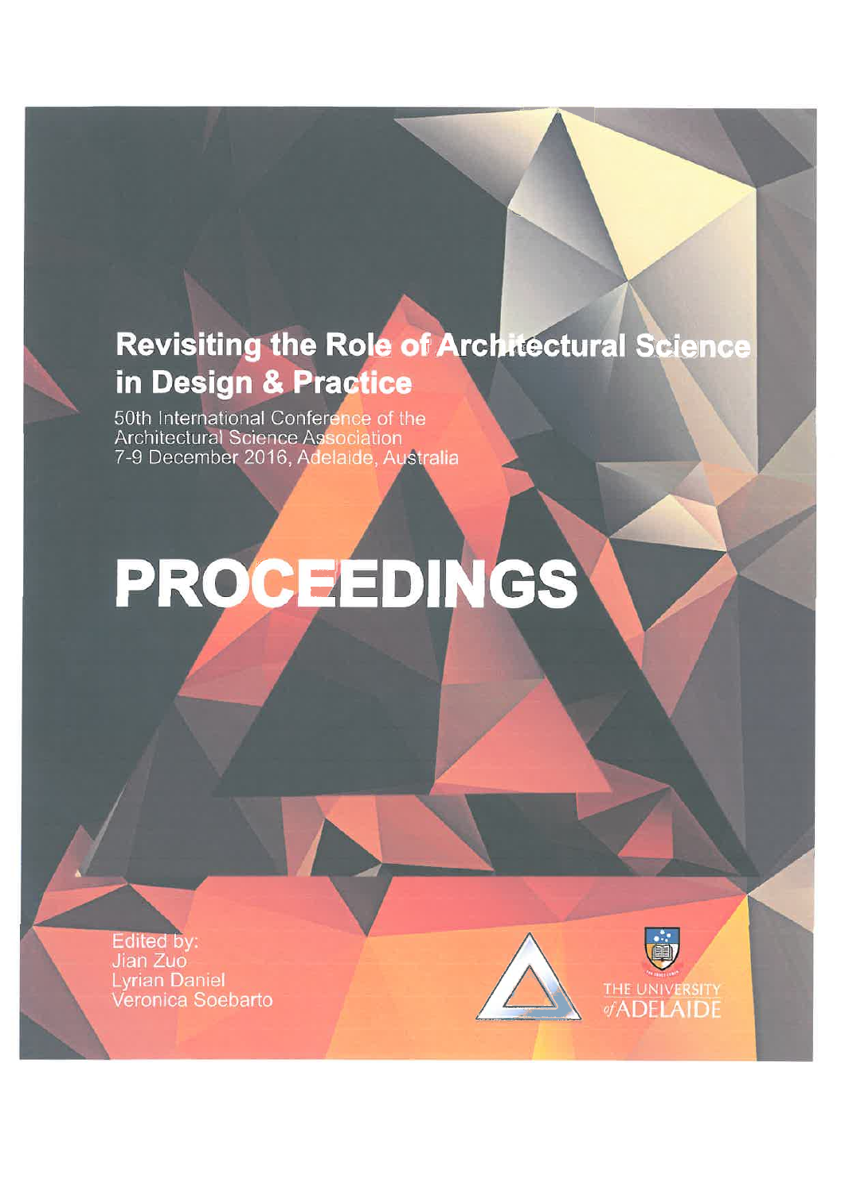# Revisiting the Role of Architectural Science in Design & Practice

50th International Conference of the Architectural Science Association
7-9 December 2016, Adelaide, Australia

# PROCEEDINGS

Edited by:
Jian Zuo
Lyrian Daniel
Veronica Soebarto

THE UNIVERSITY of ADELAIDE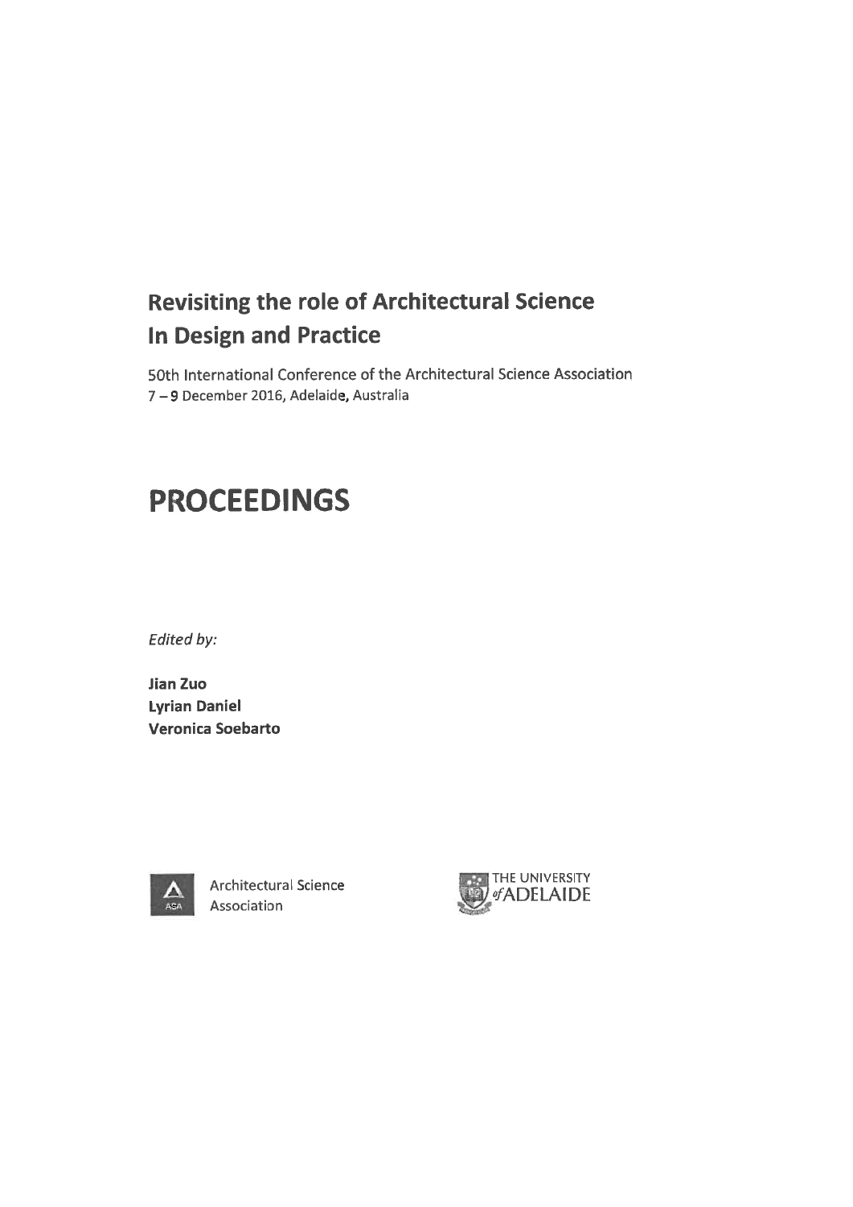# Revisiting the role of Architectural Science In Design and Practice

50th International Conference of the Architectural Science Association
7 – 9 December 2016, Adelaide, Australia

# PROCEEDINGS

*Edited by:*

**Jian Zuo**
**Lyrian Daniel**
**Veronica Soebarto**

Architectural Science Association

THE UNIVERSITY of ADELAIDE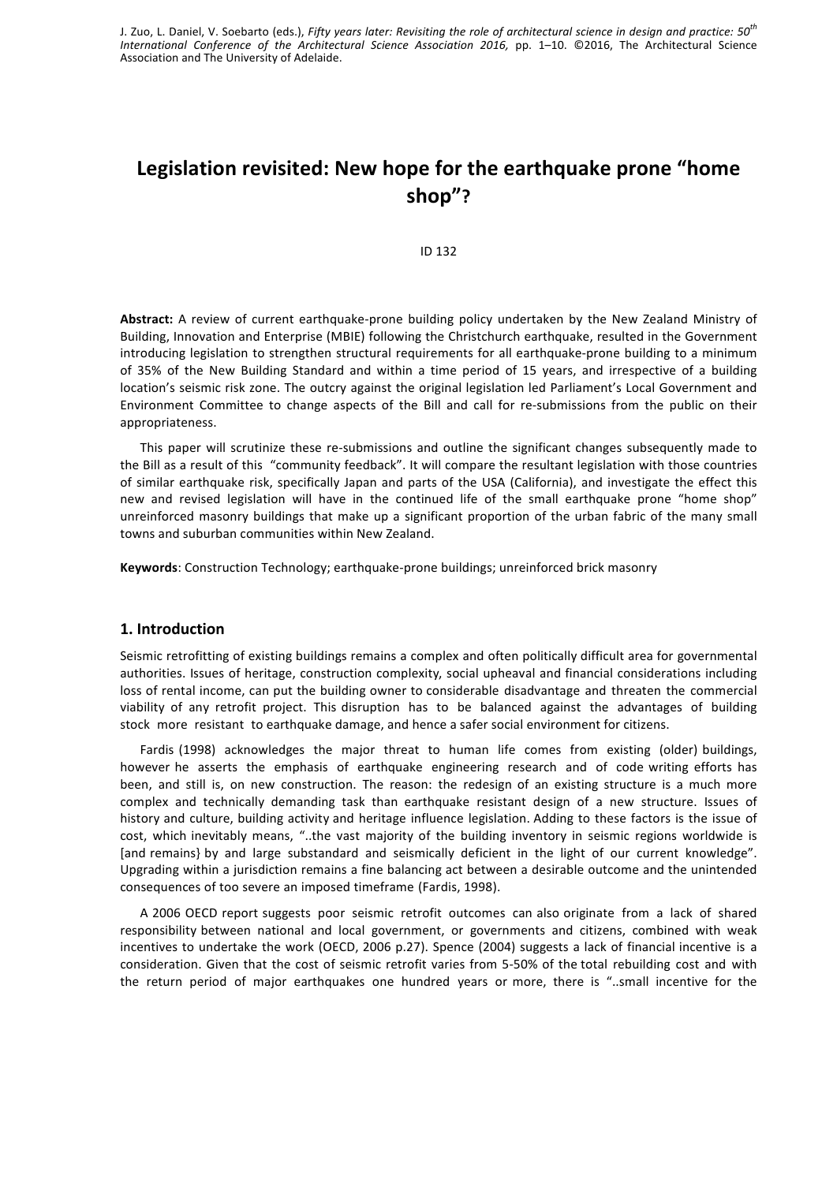# Legislation revisited: New hope for the earthquake prone "home shop"?

ID 132

**Abstract:** A review of current earthquake-prone building policy undertaken by the New Zealand Ministry of Building, Innovation and Enterprise (MBIE) following the Christchurch earthquake, resulted in the Government introducing legislation to strengthen structural requirements for all earthquake-prone building to a minimum of 35% of the New Building Standard and within a time period of 15 years, and irrespective of a building location's seismic risk zone. The outcry against the original legislation led Parliament's Local Government and Environment Committee to change aspects of the Bill and call for re-submissions from the public on their appropriateness.

This paper will scrutinize these re-submissions and outline the significant changes subsequently made to the Bill as a result of this "community feedback". It will compare the resultant legislation with those countries of similar earthquake risk, specifically Japan and parts of the USA (California), and investigate the effect this new and revised legislation will have in the continued life of the small earthquake prone "home shop" unreinforced masonry buildings that make up a significant proportion of the urban fabric of the many small towns and suburban communities within New Zealand.

**Keywords**: Construction Technology; earthquake-prone buildings; unreinforced brick masonry

## 1. Introduction

Seismic retrofitting of existing buildings remains a complex and often politically difficult area for governmental authorities. Issues of heritage, construction complexity, social upheaval and financial considerations including loss of rental income, can put the building owner to considerable disadvantage and threaten the commercial viability of any retrofit project. This disruption has to be balanced against the advantages of building stock more resistant to earthquake damage, and hence a safer social environment for citizens.

Fardis (1998) acknowledges the major threat to human life comes from existing (older) buildings, however he asserts the emphasis of earthquake engineering research and of code writing efforts has been, and still is, on new construction. The reason: the redesign of an existing structure is a much more complex and technically demanding task than earthquake resistant design of a new structure. Issues of history and culture, building activity and heritage influence legislation. Adding to these factors is the issue of cost, which inevitably means, "..the vast majority of the building inventory in seismic regions worldwide is [and remains} by and large substandard and seismically deficient in the light of our current knowledge". Upgrading within a jurisdiction remains a fine balancing act between a desirable outcome and the unintended consequences of too severe an imposed timeframe (Fardis, 1998).

A 2006 OECD report suggests poor seismic retrofit outcomes can also originate from a lack of shared responsibility between national and local government, or governments and citizens, combined with weak incentives to undertake the work (OECD, 2006 p.27). Spence (2004) suggests a lack of financial incentive is a consideration. Given that the cost of seismic retrofit varies from 5-50% of the total rebuilding cost and with the return period of major earthquakes one hundred years or more, there is "..small incentive for the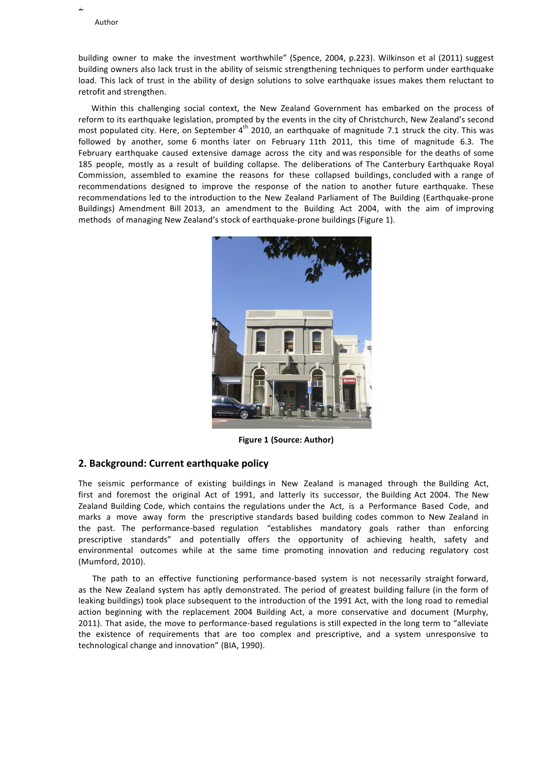building owner to make the investment worthwhile" (Spence, 2004, p.223). Wilkinson et al (2011) suggest building owners also lack trust in the ability of seismic strengthening techniques to perform under earthquake load. This lack of trust in the ability of design solutions to solve earthquake issues makes them reluctant to retrofit and strengthen.

Within this challenging social context, the New Zealand Government has embarked on the process of reform to its earthquake legislation, prompted by the events in the city of Christchurch, New Zealand's second most populated city. Here, on September 4th 2010, an earthquake of magnitude 7.1 struck the city. This was followed by another, some 6 months later on February 11th 2011, this time of magnitude 6.3. The February earthquake caused extensive damage across the city and was responsible for the deaths of some 185 people, mostly as a result of building collapse. The deliberations of The Canterbury Earthquake Royal Commission, assembled to examine the reasons for these collapsed buildings, concluded with a range of recommendations designed to improve the response of the nation to another future earthquake. These recommendations led to the introduction to the New Zealand Parliament of The Building (Earthquake-prone Buildings) Amendment Bill 2013, an amendment to the Building Act 2004, with the aim of improving methods of managing New Zealand's stock of earthquake-prone buildings (Figure 1).

**Figure 1 (Source: Author)**

## 2. Background: Current earthquake policy

The seismic performance of existing buildings in New Zealand is managed through the Building Act, first and foremost the original Act of 1991, and latterly its successor, the Building Act 2004. The New Zealand Building Code, which contains the regulations under the Act, is a Performance Based Code, and marks a move away form the prescriptive standards based building codes common to New Zealand in the past. The performance-based regulation "establishes mandatory goals rather than enforcing prescriptive standards" and potentially offers the opportunity of achieving health, safety and environmental outcomes while at the same time promoting innovation and reducing regulatory cost (Mumford, 2010).

The path to an effective functioning performance-based system is not necessarily straight forward, as the New Zealand system has aptly demonstrated. The period of greatest building failure (in the form of leaking buildings) took place subsequent to the introduction of the 1991 Act, with the long road to remedial action beginning with the replacement 2004 Building Act, a more conservative and document (Murphy, 2011). That aside, the move to performance-based regulations is still expected in the long term to "alleviate the existence of requirements that are too complex and prescriptive, and a system unresponsive to technological change and innovation" (BIA, 1990).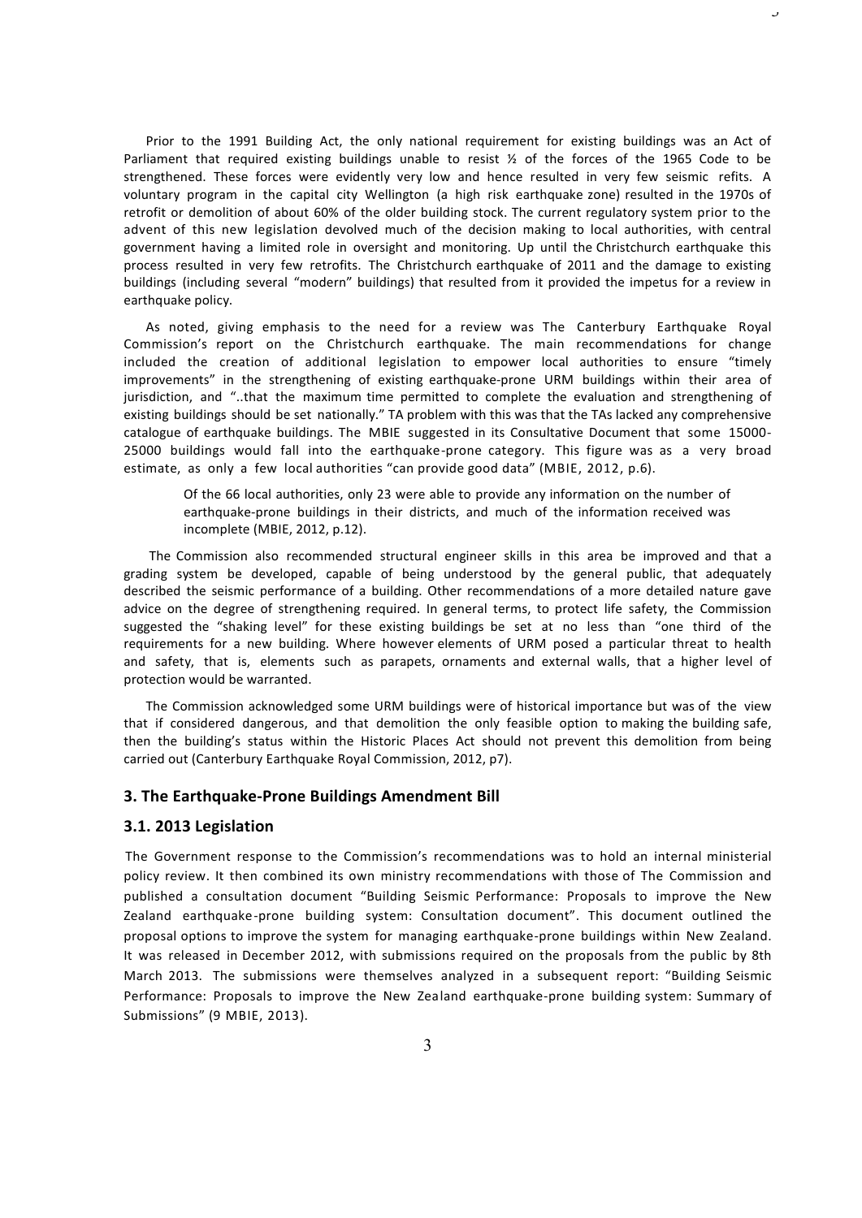Prior to the 1991 Building Act, the only national requirement for existing buildings was an Act of Parliament that required existing buildings unable to resist ½ of the forces of the 1965 Code to be strengthened. These forces were evidently very low and hence resulted in very few seismic refits. A voluntary program in the capital city Wellington (a high risk earthquake zone) resulted in the 1970s of retrofit or demolition of about 60% of the older building stock. The current regulatory system prior to the advent of this new legislation devolved much of the decision making to local authorities, with central government having a limited role in oversight and monitoring. Up until the Christchurch earthquake this process resulted in very few retrofits. The Christchurch earthquake of 2011 and the damage to existing buildings (including several "modern" buildings) that resulted from it provided the impetus for a review in earthquake policy.

As noted, giving emphasis to the need for a review was The Canterbury Earthquake Royal Commission's report on the Christchurch earthquake. The main recommendations for change included the creation of additional legislation to empower local authorities to ensure "timely improvements" in the strengthening of existing earthquake-prone URM buildings within their area of jurisdiction, and "..that the maximum time permitted to complete the evaluation and strengthening of existing buildings should be set nationally." TA problem with this was that the TAs lacked any comprehensive catalogue of earthquake buildings. The MBIE suggested in its Consultative Document that some 15000-25000 buildings would fall into the earthquake-prone category. This figure was as a very broad estimate, as only a few local authorities "can provide good data" (MBIE, 2012, p.6).

> Of the 66 local authorities, only 23 were able to provide any information on the number of earthquake-prone buildings in their districts, and much of the information received was incomplete (MBIE, 2012, p.12).

The Commission also recommended structural engineer skills in this area be improved and that a grading system be developed, capable of being understood by the general public, that adequately described the seismic performance of a building. Other recommendations of a more detailed nature gave advice on the degree of strengthening required. In general terms, to protect life safety, the Commission suggested the "shaking level" for these existing buildings be set at no less than "one third of the requirements for a new building. Where however elements of URM posed a particular threat to health and safety, that is, elements such as parapets, ornaments and external walls, that a higher level of protection would be warranted.

The Commission acknowledged some URM buildings were of historical importance but was of the view that if considered dangerous, and that demolition the only feasible option to making the building safe, then the building's status within the Historic Places Act should not prevent this demolition from being carried out (Canterbury Earthquake Royal Commission, 2012, p7).

## 3. The Earthquake-Prone Buildings Amendment Bill

### 3.1. 2013 Legislation

The Government response to the Commission's recommendations was to hold an internal ministerial policy review. It then combined its own ministry recommendations with those of The Commission and published a consultation document "Building Seismic Performance: Proposals to improve the New Zealand earthquake-prone building system: Consultation document". This document outlined the proposal options to improve the system for managing earthquake-prone buildings within New Zealand. It was released in December 2012, with submissions required on the proposals from the public by 8th March 2013. The submissions were themselves analyzed in a subsequent report: "Building Seismic Performance: Proposals to improve the New Zealand earthquake-prone building system: Summary of Submissions" (9 MBIE, 2013).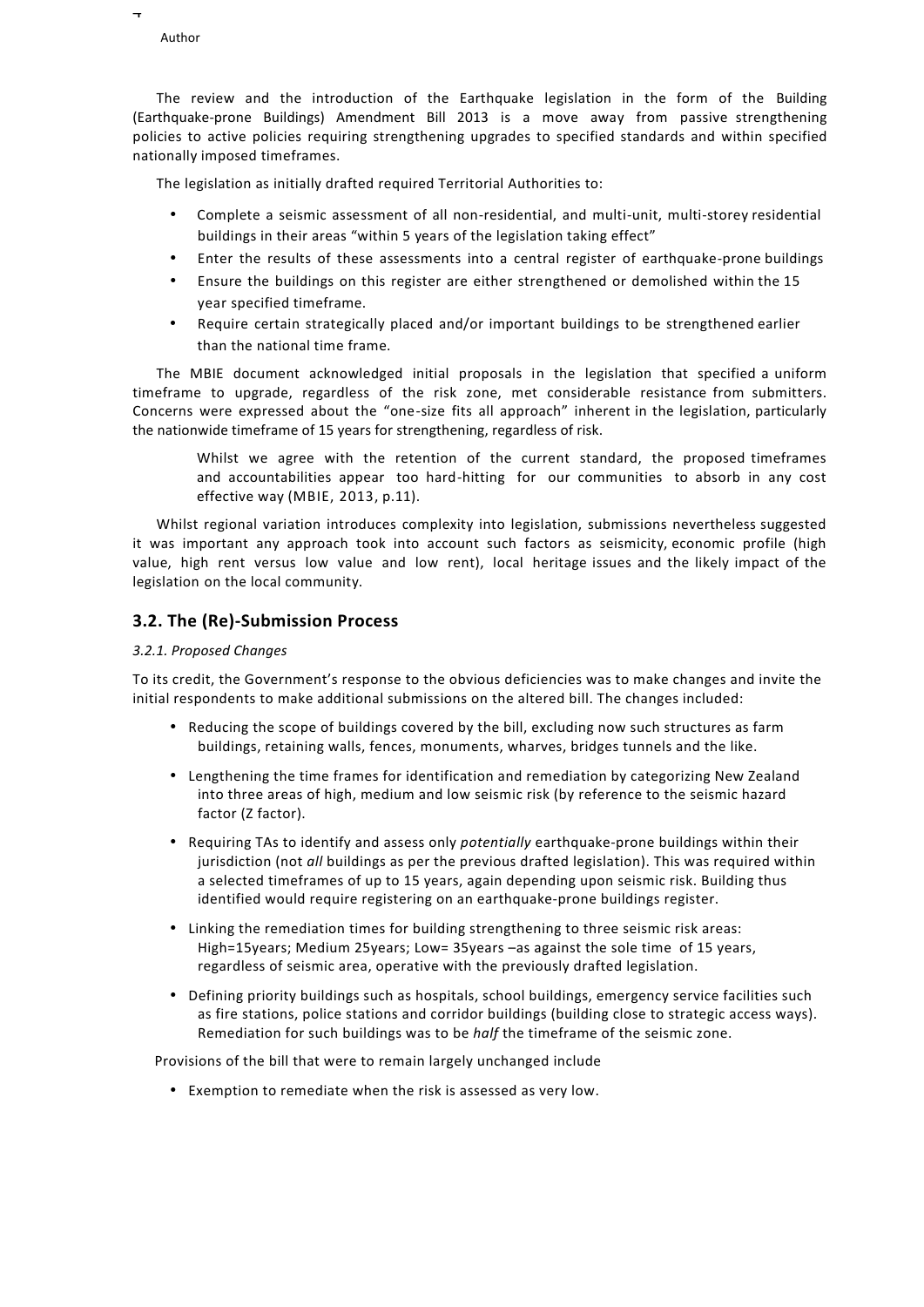The review and the introduction of the Earthquake legislation in the form of the Building (Earthquake-prone Buildings) Amendment Bill 2013 is a move away from passive strengthening policies to active policies requiring strengthening upgrades to specified standards and within specified nationally imposed timeframes.

The legislation as initially drafted required Territorial Authorities to:

- Complete a seismic assessment of all non-residential, and multi-unit, multi-storey residential buildings in their areas "within 5 years of the legislation taking effect"
- Enter the results of these assessments into a central register of earthquake-prone buildings
- Ensure the buildings on this register are either strengthened or demolished within the 15 year specified timeframe.
- Require certain strategically placed and/or important buildings to be strengthened earlier than the national time frame.

The MBIE document acknowledged initial proposals in the legislation that specified a uniform timeframe to upgrade, regardless of the risk zone, met considerable resistance from submitters. Concerns were expressed about the "one-size fits all approach" inherent in the legislation, particularly the nationwide timeframe of 15 years for strengthening, regardless of risk.

> Whilst we agree with the retention of the current standard, the proposed timeframes and accountabilities appear too hard-hitting for our communities to absorb in any cost effective way (MBIE, 2013, p.11).

Whilst regional variation introduces complexity into legislation, submissions nevertheless suggested it was important any approach took into account such factors as seismicity, economic profile (high value, high rent versus low value and low rent), local heritage issues and the likely impact of the legislation on the local community.

## 3.2. The (Re)-Submission Process

### *3.2.1. Proposed Changes*

To its credit, the Government's response to the obvious deficiencies was to make changes and invite the initial respondents to make additional submissions on the altered bill. The changes included:

- Reducing the scope of buildings covered by the bill, excluding now such structures as farm buildings, retaining walls, fences, monuments, wharves, bridges tunnels and the like.
- Lengthening the time frames for identification and remediation by categorizing New Zealand into three areas of high, medium and low seismic risk (by reference to the seismic hazard factor (Z factor).
- Requiring TAs to identify and assess only *potentially* earthquake-prone buildings within their jurisdiction (not *all* buildings as per the previous drafted legislation). This was required within a selected timeframes of up to 15 years, again depending upon seismic risk. Building thus identified would require registering on an earthquake-prone buildings register.
- Linking the remediation times for building strengthening to three seismic risk areas: High=15years; Medium 25years; Low= 35years –as against the sole time of 15 years, regardless of seismic area, operative with the previously drafted legislation.
- Defining priority buildings such as hospitals, school buildings, emergency service facilities such as fire stations, police stations and corridor buildings (building close to strategic access ways). Remediation for such buildings was to be *half* the timeframe of the seismic zone.

Provisions of the bill that were to remain largely unchanged include

- Exemption to remediate when the risk is assessed as very low.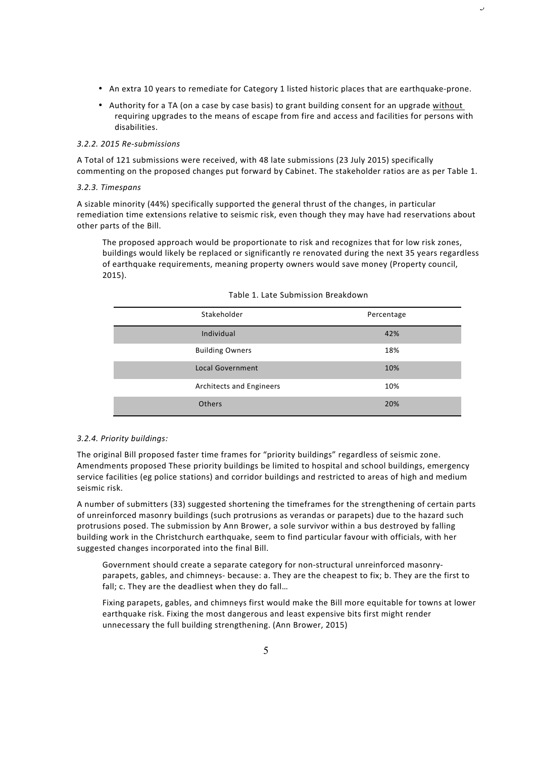- An extra 10 years to remediate for Category 1 listed historic places that are earthquake-prone.
- Authority for a TA (on a case by case basis) to grant building consent for an upgrade without requiring upgrades to the means of escape from fire and access and facilities for persons with disabilities.

*3.2.2. 2015 Re-submissions*

A Total of 121 submissions were received, with 48 late submissions (23 July 2015) specifically commenting on the proposed changes put forward by Cabinet. The stakeholder ratios are as per Table 1.

*3.2.3. Timespans*

A sizable minority (44%) specifically supported the general thrust of the changes, in particular remediation time extensions relative to seismic risk, even though they may have had reservations about other parts of the Bill.

> The proposed approach would be proportionate to risk and recognizes that for low risk zones, buildings would likely be replaced or significantly re renovated during the next 35 years regardless of earthquake requirements, meaning property owners would save money (Property council, 2015).

Table 1. Late Submission Breakdown

| Stakeholder | Percentage |
|---|---|
| Individual | 42% |
| Building Owners | 18% |
| Local Government | 10% |
| Architects and Engineers | 10% |
| Others | 20% |

*3.2.4. Priority buildings:*

The original Bill proposed faster time frames for "priority buildings" regardless of seismic zone. Amendments proposed These priority buildings be limited to hospital and school buildings, emergency service facilities (eg police stations) and corridor buildings and restricted to areas of high and medium seismic risk.

A number of submitters (33) suggested shortening the timeframes for the strengthening of certain parts of unreinforced masonry buildings (such protrusions as verandas or parapets) due to the hazard such protrusions posed. The submission by Ann Brower, a sole survivor within a bus destroyed by falling building work in the Christchurch earthquake, seem to find particular favour with officials, with her suggested changes incorporated into the final Bill.

> Government should create a separate category for non-structural unreinforced masonry- parapets, gables, and chimneys- because: a. They are the cheapest to fix; b. They are the first to fall; c. They are the deadliest when they do fall…
>
> Fixing parapets, gables, and chimneys first would make the Bill more equitable for towns at lower earthquake risk. Fixing the most dangerous and least expensive bits first might render unnecessary the full building strengthening. (Ann Brower, 2015)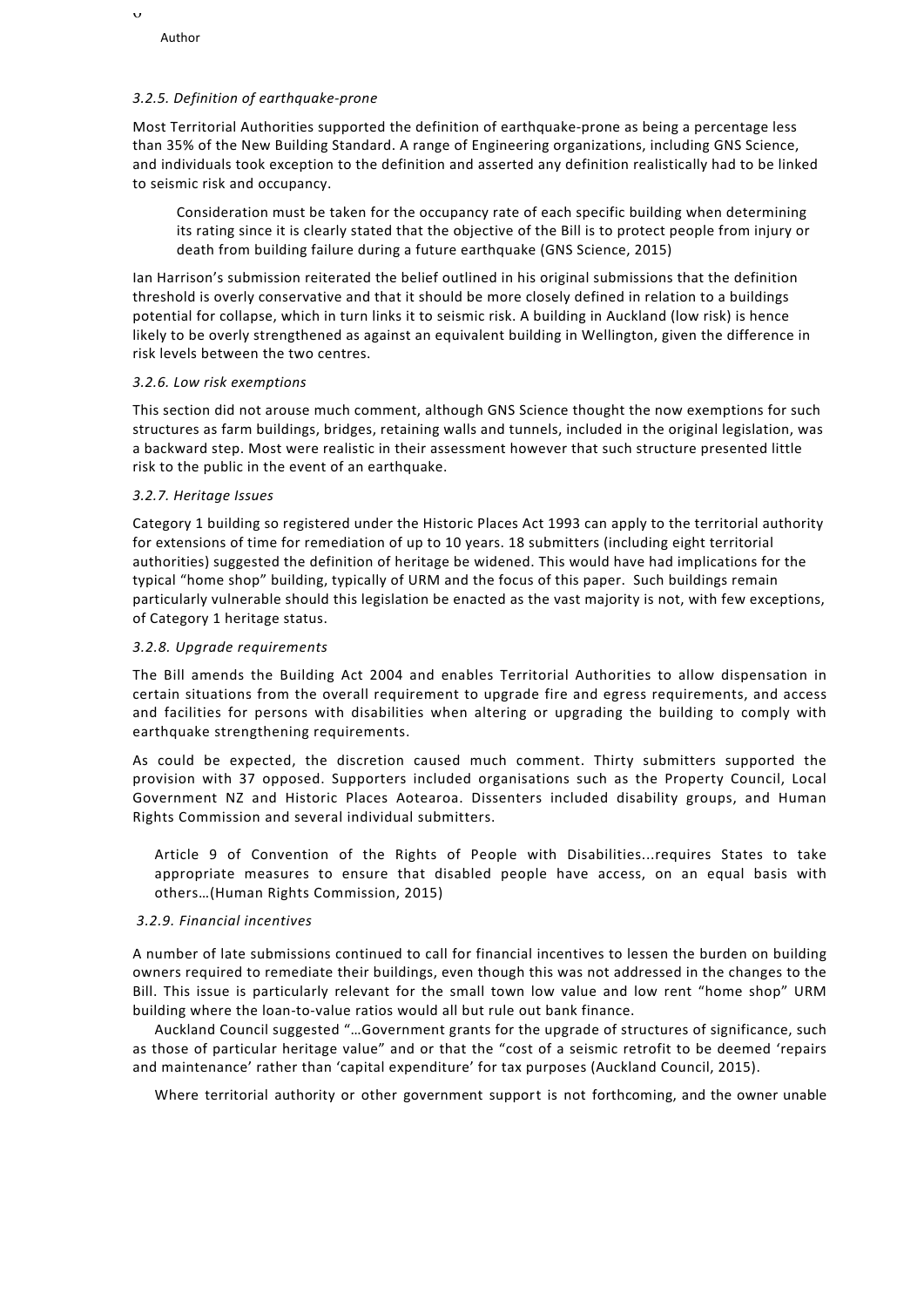### 3.2.5. Definition of earthquake-prone

Most Territorial Authorities supported the definition of earthquake-prone as being a percentage less than 35% of the New Building Standard. A range of Engineering organizations, including GNS Science, and individuals took exception to the definition and asserted any definition realistically had to be linked to seismic risk and occupancy.

> Consideration must be taken for the occupancy rate of each specific building when determining its rating since it is clearly stated that the objective of the Bill is to protect people from injury or death from building failure during a future earthquake (GNS Science, 2015)

Ian Harrison's submission reiterated the belief outlined in his original submissions that the definition threshold is overly conservative and that it should be more closely defined in relation to a buildings potential for collapse, which in turn links it to seismic risk. A building in Auckland (low risk) is hence likely to be overly strengthened as against an equivalent building in Wellington, given the difference in risk levels between the two centres.

### 3.2.6. Low risk exemptions

This section did not arouse much comment, although GNS Science thought the now exemptions for such structures as farm buildings, bridges, retaining walls and tunnels, included in the original legislation, was a backward step. Most were realistic in their assessment however that such structure presented little risk to the public in the event of an earthquake.

### 3.2.7. Heritage Issues

Category 1 building so registered under the Historic Places Act 1993 can apply to the territorial authority for extensions of time for remediation of up to 10 years. 18 submitters (including eight territorial authorities) suggested the definition of heritage be widened. This would have had implications for the typical "home shop" building, typically of URM and the focus of this paper. Such buildings remain particularly vulnerable should this legislation be enacted as the vast majority is not, with few exceptions, of Category 1 heritage status.

### 3.2.8. Upgrade requirements

The Bill amends the Building Act 2004 and enables Territorial Authorities to allow dispensation in certain situations from the overall requirement to upgrade fire and egress requirements, and access and facilities for persons with disabilities when altering or upgrading the building to comply with earthquake strengthening requirements.

As could be expected, the discretion caused much comment. Thirty submitters supported the provision with 37 opposed. Supporters included organisations such as the Property Council, Local Government NZ and Historic Places Aotearoa. Dissenters included disability groups, and Human Rights Commission and several individual submitters.

> Article 9 of Convention of the Rights of People with Disabilities...requires States to take appropriate measures to ensure that disabled people have access, on an equal basis with others…(Human Rights Commission, 2015)

### 3.2.9. Financial incentives

A number of late submissions continued to call for financial incentives to lessen the burden on building owners required to remediate their buildings, even though this was not addressed in the changes to the Bill. This issue is particularly relevant for the small town low value and low rent "home shop" URM building where the loan-to-value ratios would all but rule out bank finance.

Auckland Council suggested "…Government grants for the upgrade of structures of significance, such as those of particular heritage value" and or that the "cost of a seismic retrofit to be deemed 'repairs and maintenance' rather than 'capital expenditure' for tax purposes (Auckland Council, 2015).

Where territorial authority or other government support is not forthcoming, and the owner unable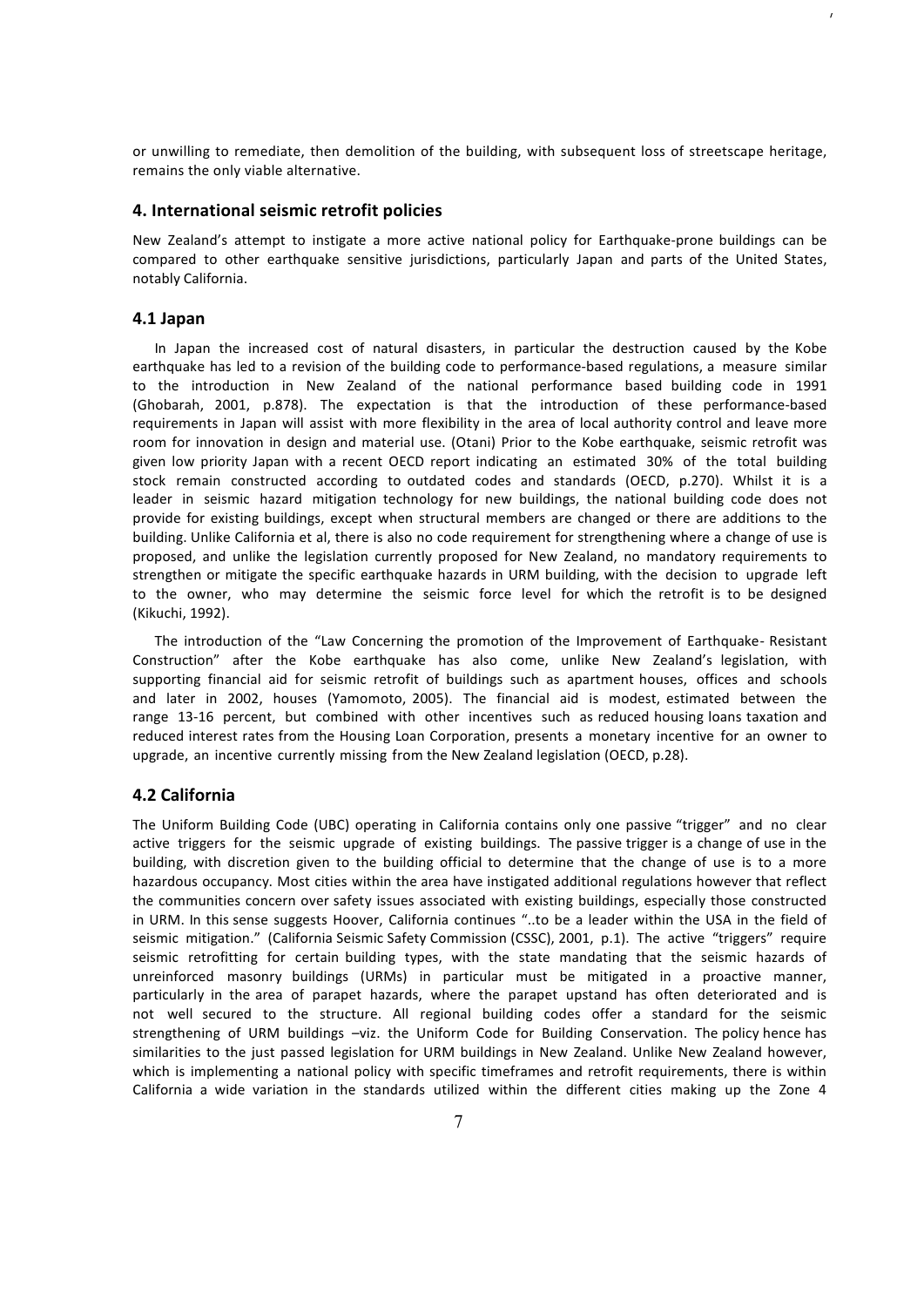or unwilling to remediate, then demolition of the building, with subsequent loss of streetscape heritage, remains the only viable alternative.

## 4. International seismic retrofit policies

New Zealand's attempt to instigate a more active national policy for Earthquake-prone buildings can be compared to other earthquake sensitive jurisdictions, particularly Japan and parts of the United States, notably California.

### 4.1 Japan

In Japan the increased cost of natural disasters, in particular the destruction caused by the Kobe earthquake has led to a revision of the building code to performance-based regulations, a measure similar to the introduction in New Zealand of the national performance based building code in 1991 (Ghobarah, 2001, p.878). The expectation is that the introduction of these performance-based requirements in Japan will assist with more flexibility in the area of local authority control and leave more room for innovation in design and material use. (Otani) Prior to the Kobe earthquake, seismic retrofit was given low priority Japan with a recent OECD report indicating an estimated 30% of the total building stock remain constructed according to outdated codes and standards (OECD, p.270). Whilst it is a leader in seismic hazard mitigation technology for new buildings, the national building code does not provide for existing buildings, except when structural members are changed or there are additions to the building. Unlike California et al, there is also no code requirement for strengthening where a change of use is proposed, and unlike the legislation currently proposed for New Zealand, no mandatory requirements to strengthen or mitigate the specific earthquake hazards in URM building, with the decision to upgrade left to the owner, who may determine the seismic force level for which the retrofit is to be designed (Kikuchi, 1992).

The introduction of the "Law Concerning the promotion of the Improvement of Earthquake- Resistant Construction" after the Kobe earthquake has also come, unlike New Zealand's legislation, with supporting financial aid for seismic retrofit of buildings such as apartment houses, offices and schools and later in 2002, houses (Yamomoto, 2005). The financial aid is modest, estimated between the range 13-16 percent, but combined with other incentives such as reduced housing loans taxation and reduced interest rates from the Housing Loan Corporation, presents a monetary incentive for an owner to upgrade, an incentive currently missing from the New Zealand legislation (OECD, p.28).

### 4.2 California

The Uniform Building Code (UBC) operating in California contains only one passive "trigger" and no clear active triggers for the seismic upgrade of existing buildings. The passive trigger is a change of use in the building, with discretion given to the building official to determine that the change of use is to a more hazardous occupancy. Most cities within the area have instigated additional regulations however that reflect the communities concern over safety issues associated with existing buildings, especially those constructed in URM. In this sense suggests Hoover, California continues "..to be a leader within the USA in the field of seismic mitigation." (California Seismic Safety Commission (CSSC), 2001, p.1). The active "triggers" require seismic retrofitting for certain building types, with the state mandating that the seismic hazards of unreinforced masonry buildings (URMs) in particular must be mitigated in a proactive manner, particularly in the area of parapet hazards, where the parapet upstand has often deteriorated and is not well secured to the structure. All regional building codes offer a standard for the seismic strengthening of URM buildings –viz. the Uniform Code for Building Conservation. The policy hence has similarities to the just passed legislation for URM buildings in New Zealand. Unlike New Zealand however, which is implementing a national policy with specific timeframes and retrofit requirements, there is within California a wide variation in the standards utilized within the different cities making up the Zone 4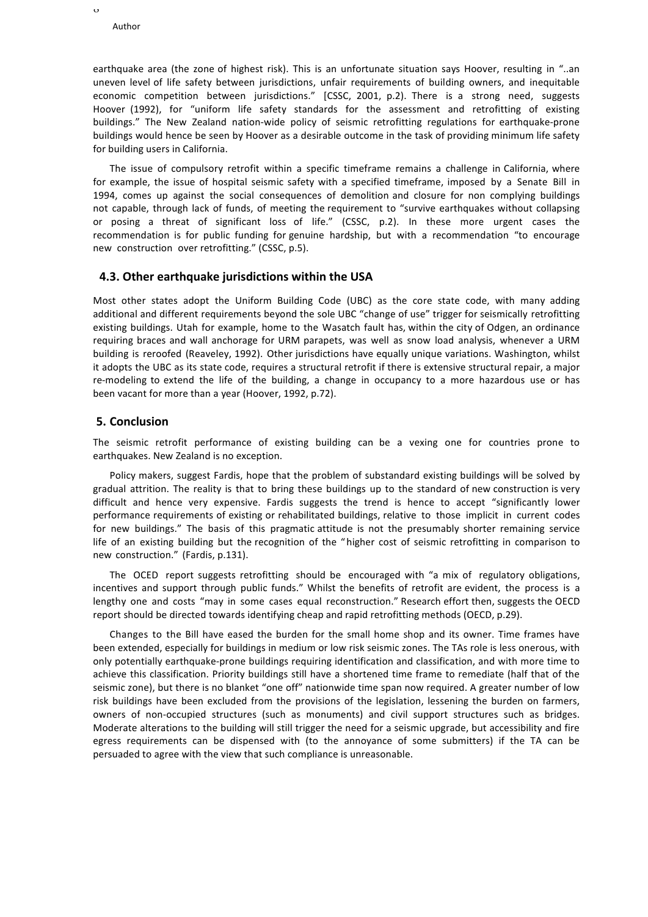earthquake area (the zone of highest risk). This is an unfortunate situation says Hoover, resulting in "..an uneven level of life safety between jurisdictions, unfair requirements of building owners, and inequitable economic competition between jurisdictions." [CSSC, 2001, p.2). There is a strong need, suggests Hoover (1992), for "uniform life safety standards for the assessment and retrofitting of existing buildings." The New Zealand nation-wide policy of seismic retrofitting regulations for earthquake-prone buildings would hence be seen by Hoover as a desirable outcome in the task of providing minimum life safety for building users in California.

The issue of compulsory retrofit within a specific timeframe remains a challenge in California, where for example, the issue of hospital seismic safety with a specified timeframe, imposed by a Senate Bill in 1994, comes up against the social consequences of demolition and closure for non complying buildings not capable, through lack of funds, of meeting the requirement to "survive earthquakes without collapsing or posing a threat of significant loss of life." (CSSC, p.2). In these more urgent cases the recommendation is for public funding for genuine hardship, but with a recommendation "to encourage new construction over retrofitting." (CSSC, p.5).

## 4.3. Other earthquake jurisdictions within the USA

Most other states adopt the Uniform Building Code (UBC) as the core state code, with many adding additional and different requirements beyond the sole UBC "change of use" trigger for seismically retrofitting existing buildings. Utah for example, home to the Wasatch fault has, within the city of Odgen, an ordinance requiring braces and wall anchorage for URM parapets, was well as snow load analysis, whenever a URM building is reroofed (Reaveley, 1992). Other jurisdictions have equally unique variations. Washington, whilst it adopts the UBC as its state code, requires a structural retrofit if there is extensive structural repair, a major re-modeling to extend the life of the building, a change in occupancy to a more hazardous use or has been vacant for more than a year (Hoover, 1992, p.72).

## 5. Conclusion

The seismic retrofit performance of existing building can be a vexing one for countries prone to earthquakes. New Zealand is no exception.

Policy makers, suggest Fardis, hope that the problem of substandard existing buildings will be solved by gradual attrition. The reality is that to bring these buildings up to the standard of new construction is very difficult and hence very expensive. Fardis suggests the trend is hence to accept "significantly lower performance requirements of existing or rehabilitated buildings, relative to those implicit in current codes for new buildings." The basis of this pragmatic attitude is not the presumably shorter remaining service life of an existing building but the recognition of the "higher cost of seismic retrofitting in comparison to new construction." (Fardis, p.131).

The OCED report suggests retrofitting should be encouraged with "a mix of regulatory obligations, incentives and support through public funds." Whilst the benefits of retrofit are evident, the process is a lengthy one and costs "may in some cases equal reconstruction." Research effort then, suggests the OECD report should be directed towards identifying cheap and rapid retrofitting methods (OECD, p.29).

Changes to the Bill have eased the burden for the small home shop and its owner. Time frames have been extended, especially for buildings in medium or low risk seismic zones. The TAs role is less onerous, with only potentially earthquake-prone buildings requiring identification and classification, and with more time to achieve this classification. Priority buildings still have a shortened time frame to remediate (half that of the seismic zone), but there is no blanket "one off" nationwide time span now required. A greater number of low risk buildings have been excluded from the provisions of the legislation, lessening the burden on farmers, owners of non-occupied structures (such as monuments) and civil support structures such as bridges. Moderate alterations to the building will still trigger the need for a seismic upgrade, but accessibility and fire egress requirements can be dispensed with (to the annoyance of some submitters) if the TA can be persuaded to agree with the view that such compliance is unreasonable.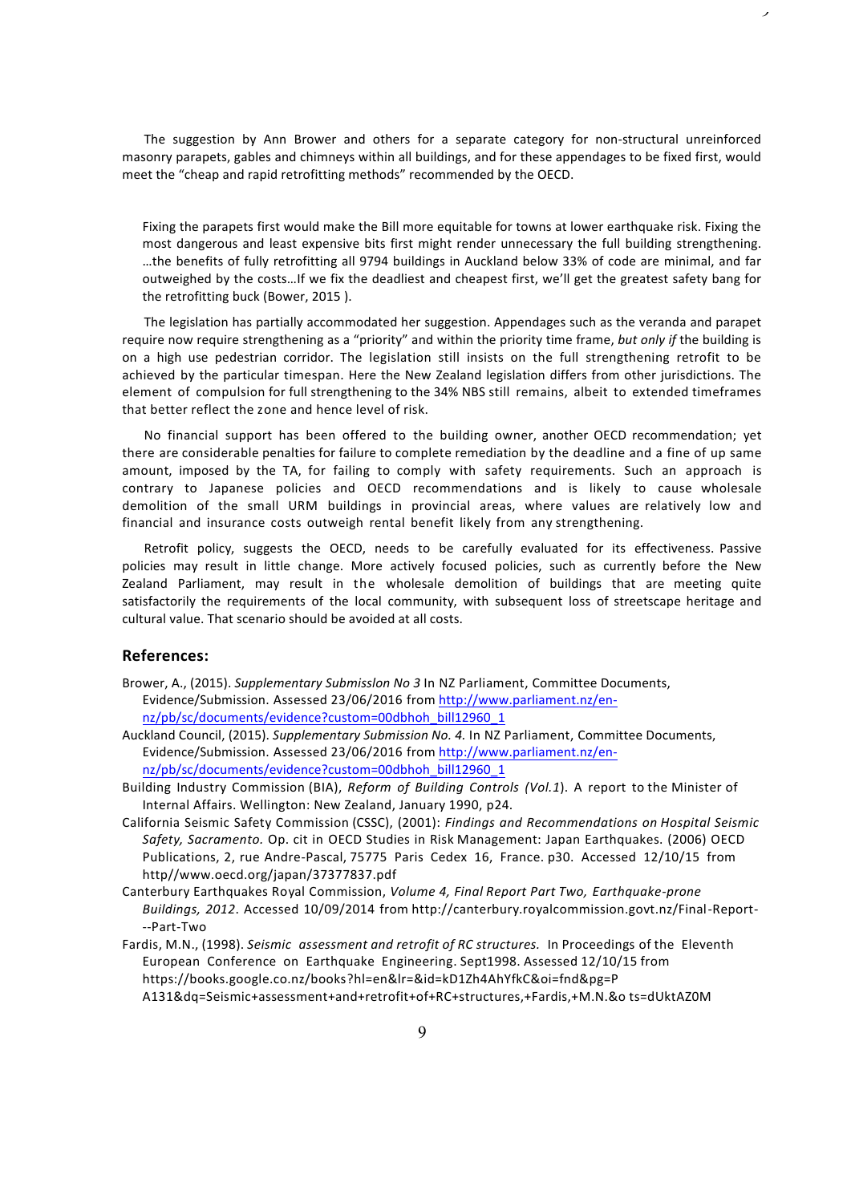The suggestion by Ann Brower and others for a separate category for non-structural unreinforced masonry parapets, gables and chimneys within all buildings, and for these appendages to be fixed first, would meet the "cheap and rapid retrofitting methods" recommended by the OECD.

> Fixing the parapets first would make the Bill more equitable for towns at lower earthquake risk. Fixing the most dangerous and least expensive bits first might render unnecessary the full building strengthening. …the benefits of fully retrofitting all 9794 buildings in Auckland below 33% of code are minimal, and far outweighed by the costs…If we fix the deadliest and cheapest first, we'll get the greatest safety bang for the retrofitting buck (Bower, 2015 ).

The legislation has partially accommodated her suggestion. Appendages such as the veranda and parapet require now require strengthening as a "priority" and within the priority time frame, *but only if* the building is on a high use pedestrian corridor. The legislation still insists on the full strengthening retrofit to be achieved by the particular timespan. Here the New Zealand legislation differs from other jurisdictions. The element of compulsion for full strengthening to the 34% NBS still remains, albeit to extended timeframes that better reflect the zone and hence level of risk.

No financial support has been offered to the building owner, another OECD recommendation; yet there are considerable penalties for failure to complete remediation by the deadline and a fine of up same amount, imposed by the TA, for failing to comply with safety requirements. Such an approach is contrary to Japanese policies and OECD recommendations and is likely to cause wholesale demolition of the small URM buildings in provincial areas, where values are relatively low and financial and insurance costs outweigh rental benefit likely from any strengthening.

Retrofit policy, suggests the OECD, needs to be carefully evaluated for its effectiveness. Passive policies may result in little change. More actively focused policies, such as currently before the New Zealand Parliament, may result in the wholesale demolition of buildings that are meeting quite satisfactorily the requirements of the local community, with subsequent loss of streetscape heritage and cultural value. That scenario should be avoided at all costs.

## References:

Brower, A., (2015). *Supplementary Submisslon No 3* In NZ Parliament, Committee Documents, Evidence/Submission. Assessed 23/06/2016 from http://www.parliament.nz/en-nz/pb/sc/documents/evidence?custom=00dbhoh_bill12960_1

Auckland Council, (2015). *Supplementary Submission No. 4.* In NZ Parliament, Committee Documents, Evidence/Submission. Assessed 23/06/2016 from http://www.parliament.nz/en-nz/pb/sc/documents/evidence?custom=00dbhoh_bill12960_1

Building Industry Commission (BIA), *Reform of Building Controls (Vol.1*). A report to the Minister of Internal Affairs. Wellington: New Zealand, January 1990, p24.

California Seismic Safety Commission (CSSC), (2001): *Findings and Recommendations on Hospital Seismic Safety, Sacramento.* Op. cit in OECD Studies in Risk Management: Japan Earthquakes. (2006) OECD Publications, 2, rue Andre-Pascal, 75775 Paris Cedex 16, France. p30. Accessed 12/10/15 from http//www.oecd.org/japan/37377837.pdf

Canterbury Earthquakes Royal Commission, *Volume 4, Final Report Part Two, Earthquake-prone Buildings, 2012*. Accessed 10/09/2014 from http://canterbury.royalcommission.govt.nz/Final-Report---Part-Two

Fardis, M.N., (1998). *Seismic assessment and retrofit of RC structures.* In Proceedings of the Eleventh European Conference on Earthquake Engineering. Sept1998. Assessed 12/10/15 from https://books.google.co.nz/books?hl=en&lr=&id=kD1Zh4AhYfkC&oi=fnd&pg=PA131&dq=Seismic+assessment+and+retrofit+of+RC+structures,+Fardis,+M.N.&ots=dUktAZ0M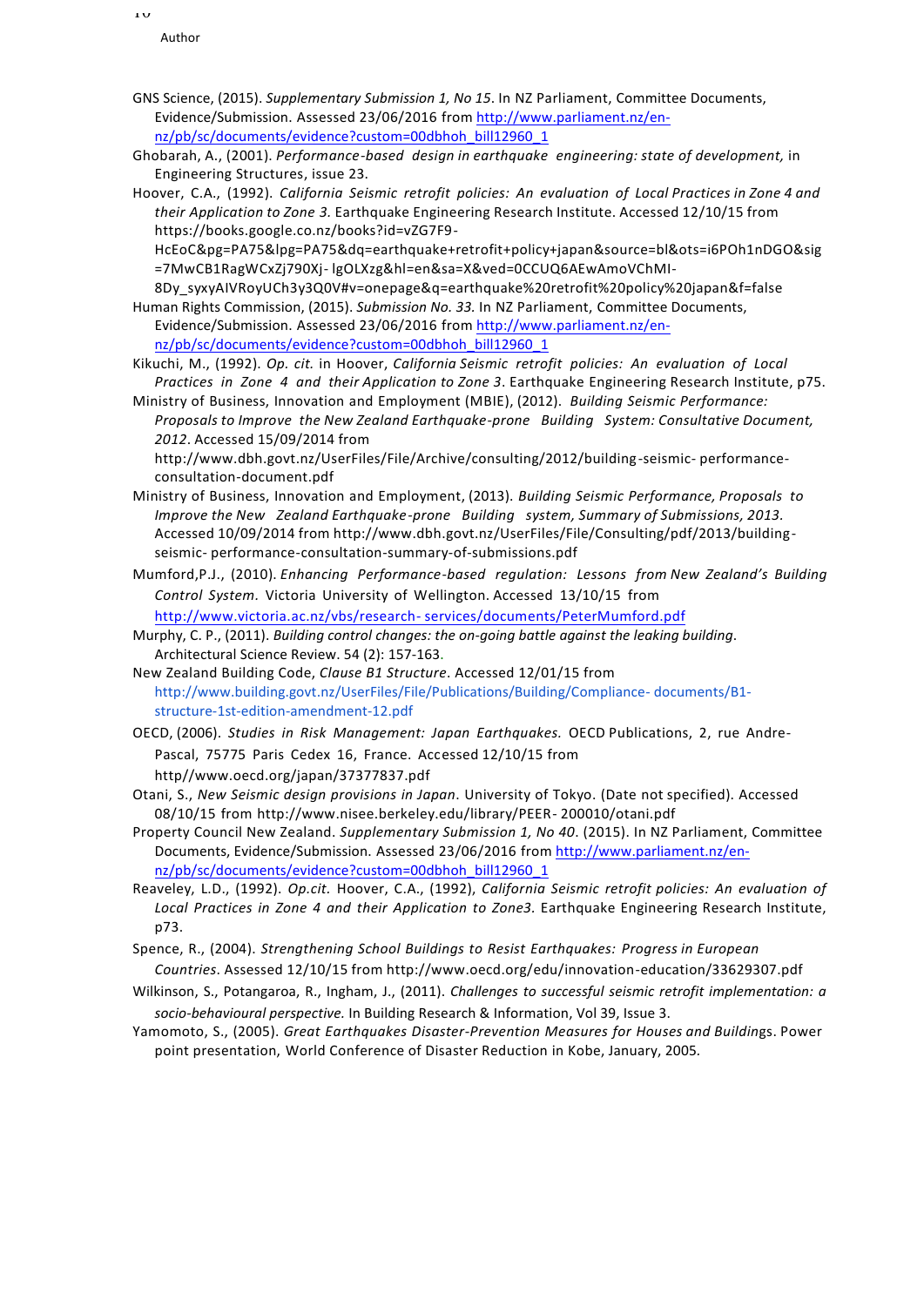GNS Science, (2015). *Supplementary Submission 1, No 15*. In NZ Parliament, Committee Documents, Evidence/Submission. Assessed 23/06/2016 from http://www.parliament.nz/en-nz/pb/sc/documents/evidence?custom=00dbhoh_bill12960_1

Ghobarah, A., (2001). *Performance-based design in earthquake engineering: state of development,* in Engineering Structures, issue 23.

Hoover, C.A., (1992). *California Seismic retrofit policies: An evaluation of Local Practices in Zone 4 and their Application to Zone 3.* Earthquake Engineering Research Institute. Accessed 12/10/15 from https://books.google.co.nz/books?id=vZG7F9-HcEoC&pg=PA75&lpg=PA75&dq=earthquake+retrofit+policy+japan&source=bl&ots=i6POh1nDGO&sig=7MwCB1RagWCxZj790Xj-lgOLXzg&hl=en&sa=X&ved=0CCUQ6AEwAmoVChMI-8Dy_syxyAIVRoyUCh3y3Q0V#v=onepage&q=earthquake%20retrofit%20policy%20japan&f=false

Human Rights Commission, (2015). *Submission No. 33.* In NZ Parliament, Committee Documents, Evidence/Submission. Assessed 23/06/2016 from http://www.parliament.nz/en-nz/pb/sc/documents/evidence?custom=00dbhoh_bill12960_1

Kikuchi, M., (1992). *Op. cit.* in Hoover, *California Seismic retrofit policies: An evaluation of Local Practices in Zone 4 and their Application to Zone 3*. Earthquake Engineering Research Institute, p75.

Ministry of Business, Innovation and Employment (MBIE), (2012). *Building Seismic Performance: Proposals to Improve the New Zealand Earthquake-prone Building System: Consultative Document, 2012*. Accessed 15/09/2014 from http://www.dbh.govt.nz/UserFiles/File/Archive/consulting/2012/building-seismic- performance-consultation-document.pdf

Ministry of Business, Innovation and Employment, (2013). *Building Seismic Performance, Proposals to Improve the New Zealand Earthquake-prone Building system, Summary of Submissions, 2013.* Accessed 10/09/2014 from http://www.dbh.govt.nz/UserFiles/File/Consulting/pdf/2013/building-seismic- performance-consultation-summary-of-submissions.pdf

Mumford,P.J., (2010). *Enhancing Performance-based regulation: Lessons from New Zealand's Building Control System.* Victoria University of Wellington. Accessed 13/10/15 from http://www.victoria.ac.nz/vbs/research- services/documents/PeterMumford.pdf

Murphy, C. P., (2011). *Building control changes: the on-going battle against the leaking building.* Architectural Science Review. 54 (2): 157-163.

New Zealand Building Code, *Clause B1 Structure*. Accessed 12/01/15 from http://www.building.govt.nz/UserFiles/File/Publications/Building/Compliance- documents/B1-structure-1st-edition-amendment-12.pdf

OECD, (2006). *Studies in Risk Management: Japan Earthquakes.* OECD Publications, 2, rue Andre-Pascal, 75775 Paris Cedex 16, France. Accessed 12/10/15 from http//www.oecd.org/japan/37377837.pdf

Otani, S., *New Seismic design provisions in Japan*. University of Tokyo. (Date not specified). Accessed 08/10/15 from http://www.nisee.berkeley.edu/library/PEER- 200010/otani.pdf

Property Council New Zealand. *Supplementary Submission 1, No 40*. (2015). In NZ Parliament, Committee Documents, Evidence/Submission. Assessed 23/06/2016 from http://www.parliament.nz/en-nz/pb/sc/documents/evidence?custom=00dbhoh_bill12960_1

Reaveley, L.D., (1992). *Op.cit.* Hoover, C.A., (1992), *California Seismic retrofit policies: An evaluation of Local Practices in Zone 4 and their Application to Zone3.* Earthquake Engineering Research Institute, p73.

Spence, R., (2004). *Strengthening School Buildings to Resist Earthquakes: Progress in European Countries*. Assessed 12/10/15 from http://www.oecd.org/edu/innovation-education/33629307.pdf

Wilkinson, S., Potangaroa, R., Ingham, J., (2011). *Challenges to successful seismic retrofit implementation: a socio-behavioural perspective.* In Building Research & Information, Vol 39, Issue 3.

Yamomoto, S., (2005). *Great Earthquakes Disaster-Prevention Measures for Houses and Buildings*. Power point presentation, World Conference of Disaster Reduction in Kobe, January, 2005.